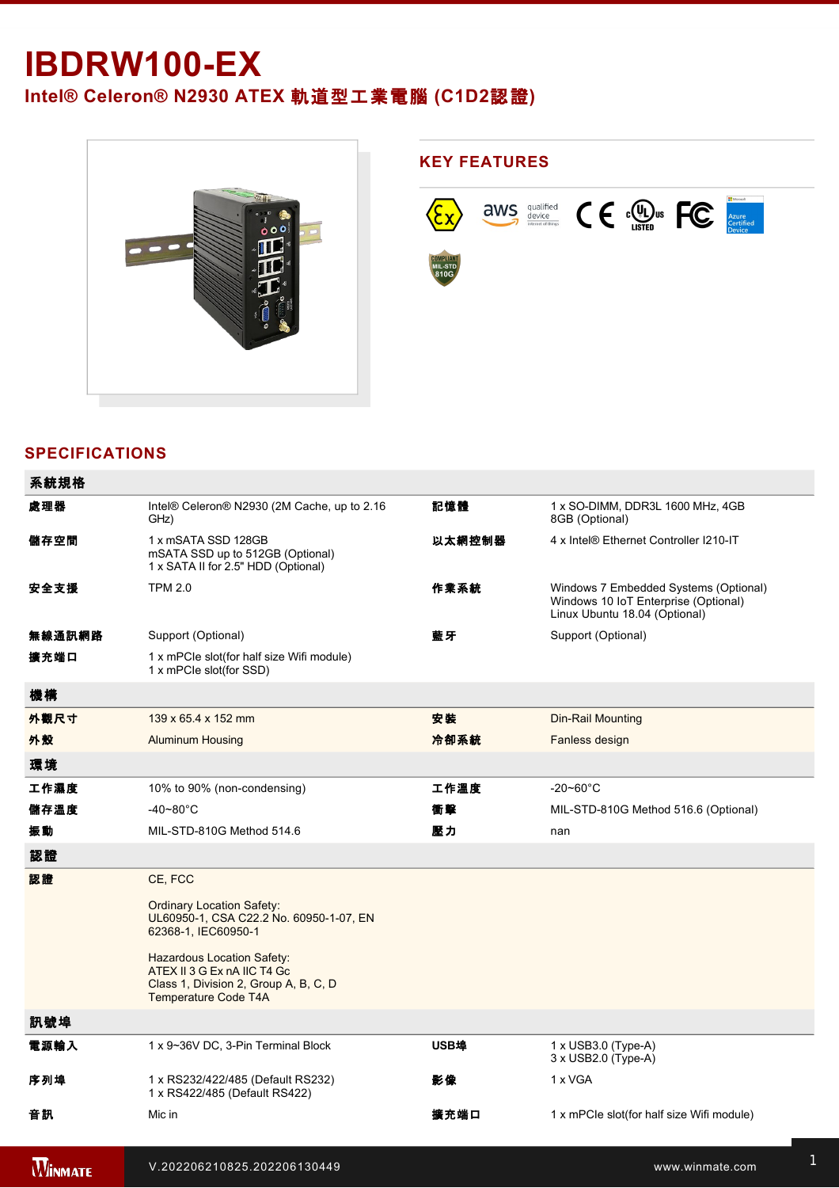# IBDRW100-EX

## Intel® Celeron® N2930 ATEX 軌道型工業電腦 (C1D2認證)

## KEY FEATURES

## SPECIFICATIONS

| 系統規格 | | | |
|---|---|---|---|
| 處理器 | Intel® Celeron® N2930 (2M Cache, up to 2.16 GHz) | 記憶體 | 1 x SO-DIMM, DDR3L 1600 MHz, 4GB<br>8GB (Optional) |
| 儲存空間 | 1 x mSATA SSD 128GB<br>mSATA SSD up to 512GB (Optional)<br>1 x SATA II for 2.5" HDD (Optional) | 以太網控制器 | 4 x Intel® Ethernet Controller I210-IT |
| 安全支援 | TPM 2.0 | 作業系統 | Windows 7 Embedded Systems (Optional)<br>Windows 10 IoT Enterprise (Optional)<br>Linux Ubuntu 18.04 (Optional) |
| 無線通訊網路 | Support (Optional) | 藍牙 | Support (Optional) |
| 擴充端口 | 1 x mPCIe slot(for half size Wifi module)<br>1 x mPCIe slot(for SSD) | | |
| **機構** | | | |
| 外觀尺寸 | 139 x 65.4 x 152 mm | 安裝 | Din-Rail Mounting |
| 外殼 | Aluminum Housing | 冷卻系統 | Fanless design |
| **環境** | | | |
| 工作濕度 | 10% to 90% (non-condensing) | 工作溫度 | -20~60°C |
| 儲存溫度 | -40~80°C | 衝擊 | MIL-STD-810G Method 516.6 (Optional) |
| 振動 | MIL-STD-810G Method 514.6 | 壓力 | nan |
| **認證** | | | |
| 認證 | CE, FCC<br><br>Ordinary Location Safety:<br>UL60950-1, CSA C22.2 No. 60950-1-07, EN 62368-1, IEC60950-1<br><br>Hazardous Location Safety:<br>ATEX II 3 G Ex nA IIC T4 Gc<br>Class 1, Division 2, Group A, B, C, D<br>Temperature Code T4A | | |
| **訊號埠** | | | |
| 電源輸入 | 1 x 9~36V DC, 3-Pin Terminal Block | USB埠 | 1 x USB3.0 (Type-A)<br>3 x USB2.0 (Type-A) |
| 序列埠 | 1 x RS232/422/485 (Default RS232)<br>1 x RS422/485 (Default RS422) | 影像 | 1 x VGA |
| 音訊 | Mic in | 擴充端口 | 1 x mPCIe slot(for half size Wifi module) |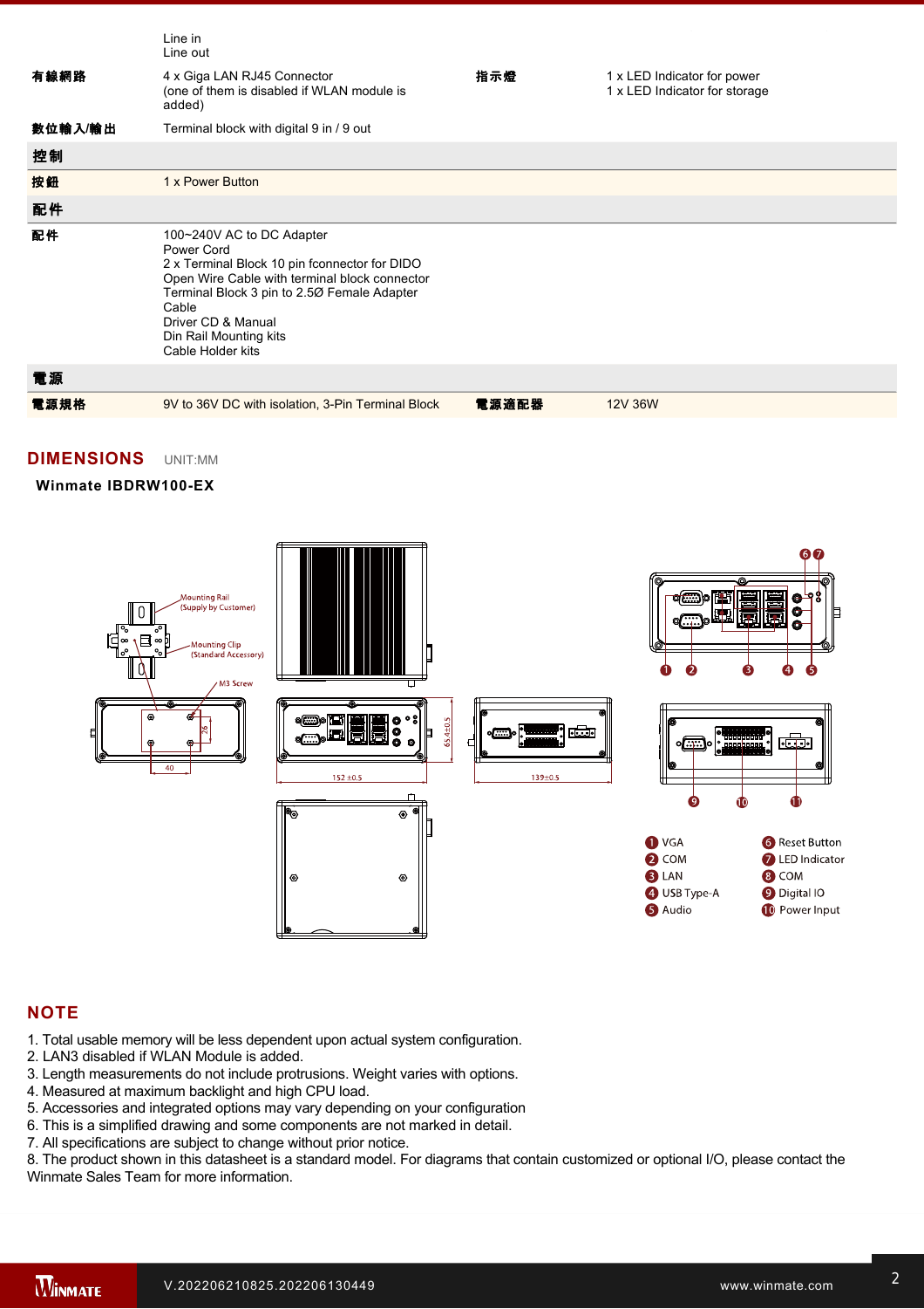| | | | |
|---|---|---|---|
| | Line in<br>Line out | | |
| 有線網路 | 4 x Giga LAN RJ45 Connector<br>(one of them is disabled if WLAN module is added) | 指示燈 | 1 x LED Indicator for power<br>1 x LED Indicator for storage |
| 數位輸入/輸出 | Terminal block with digital 9 in / 9 out | | |
| **控制** | | | |
| 按鈕 | 1 x Power Button | | |
| **配件** | | | |
| 配件 | 100~240V AC to DC Adapter<br>Power Cord<br>2 x Terminal Block 10 pin fconnector for DIDO<br>Open Wire Cable with terminal block connector<br>Terminal Block 3 pin to 2.5Ø Female Adapter Cable<br>Driver CD & Manual<br>Din Rail Mounting kits<br>Cable Holder kits | | |
| **電源** | | | |
| 電源規格 | 9V to 36V DC with isolation, 3-Pin Terminal Block | 電源適配器 | 12V 36W |

## DIMENSIONS UNIT:MM

**Winmate IBDRW100-EX**

Mounting Rail (Supply by Customer)
Mounting Clip (Standard Accessory)
M3 Screw
40
26
152 ±0.5
65.4±0.5
139±0.5

1 VGA
2 COM
3 LAN
4 USB Type-A
5 Audio
6 Reset Button
7 LED Indicator
8 COM
9 Digital IO
10 Power Input

## NOTE

1. Total usable memory will be less dependent upon actual system configuration.
2. LAN3 disabled if WLAN Module is added.
3. Length measurements do not include protrusions. Weight varies with options.
4. Measured at maximum backlight and high CPU load.
5. Accessories and integrated options may vary depending on your configuration
6. This is a simplified drawing and some components are not marked in detail.
7. All specifications are subject to change without prior notice.
8. The product shown in this datasheet is a standard model. For diagrams that contain customized or optional I/O, please contact the Winmate Sales Team for more information.

V.202206210825.202206130449 www.winmate.com